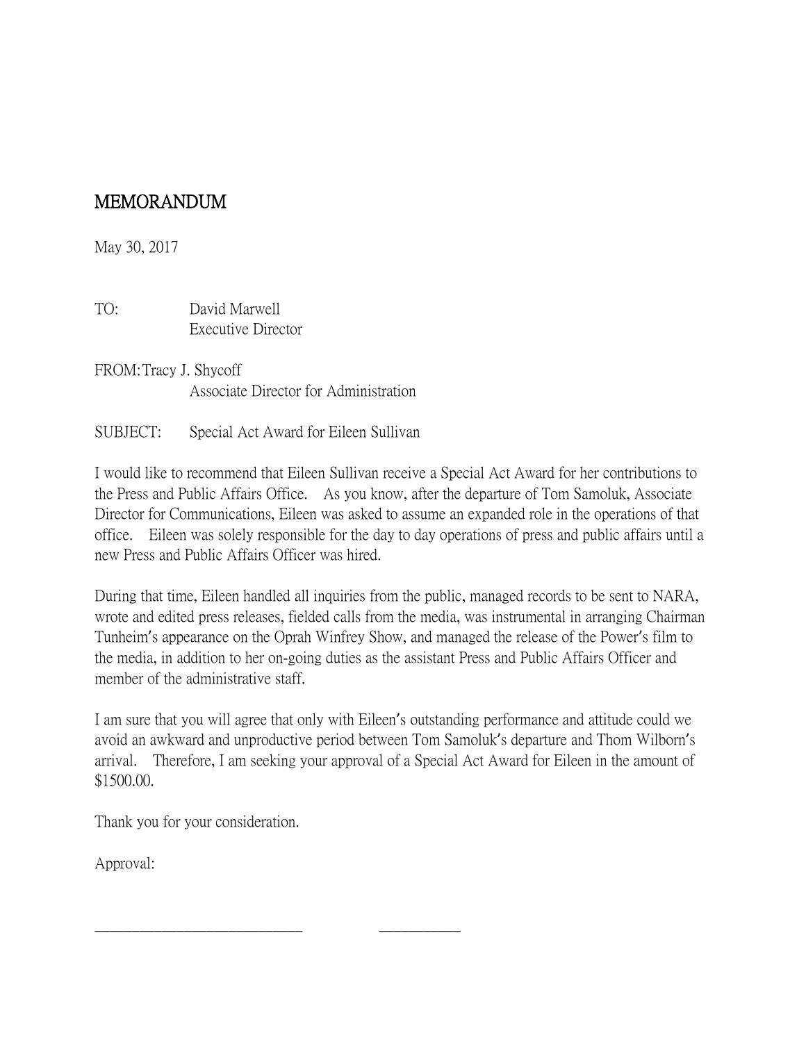# MEMORANDUM

May 30, 2017

TO: David Marwell
Executive Director

FROM: Tracy J. Shycoff
Associate Director for Administration

SUBJECT: Special Act Award for Eileen Sullivan

I would like to recommend that Eileen Sullivan receive a Special Act Award for her contributions to the Press and Public Affairs Office. As you know, after the departure of Tom Samoluk, Associate Director for Communications, Eileen was asked to assume an expanded role in the operations of that office. Eileen was solely responsible for the day to day operations of press and public affairs until a new Press and Public Affairs Officer was hired.

During that time, Eileen handled all inquiries from the public, managed records to be sent to NARA, wrote and edited press releases, fielded calls from the media, was instrumental in arranging Chairman Tunheim's appearance on the Oprah Winfrey Show, and managed the release of the Power's film to the media, in addition to her on-going duties as the assistant Press and Public Affairs Officer and member of the administrative staff.

I am sure that you will agree that only with Eileen's outstanding performance and attitude could we avoid an awkward and unproductive period between Tom Samoluk's departure and Thom Wilborn's arrival. Therefore, I am seeking your approval of a Special Act Award for Eileen in the amount of $1500.00.

Thank you for your consideration.

Approval:

\_\_\_\_\_\_\_\_\_\_\_\_\_\_\_\_\_\_\_\_\_\_\_\_\_\_\_\_\_\_ \_\_\_\_\_\_\_\_\_\_\_\_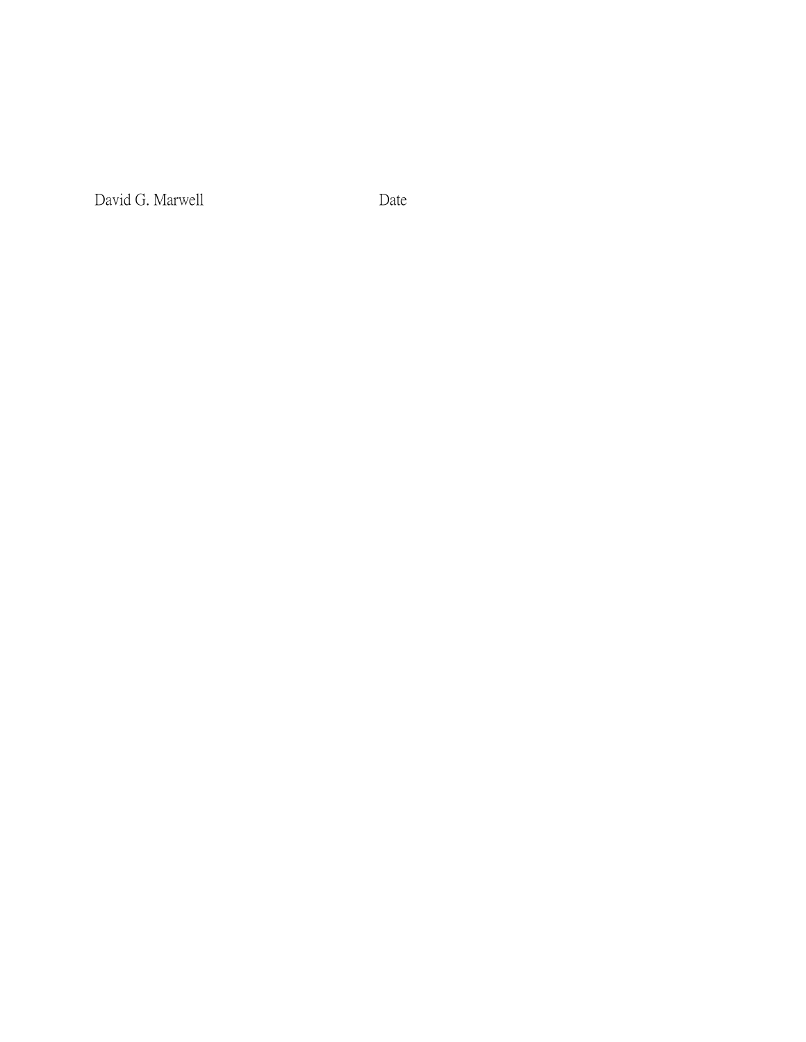David G. Marwell Date